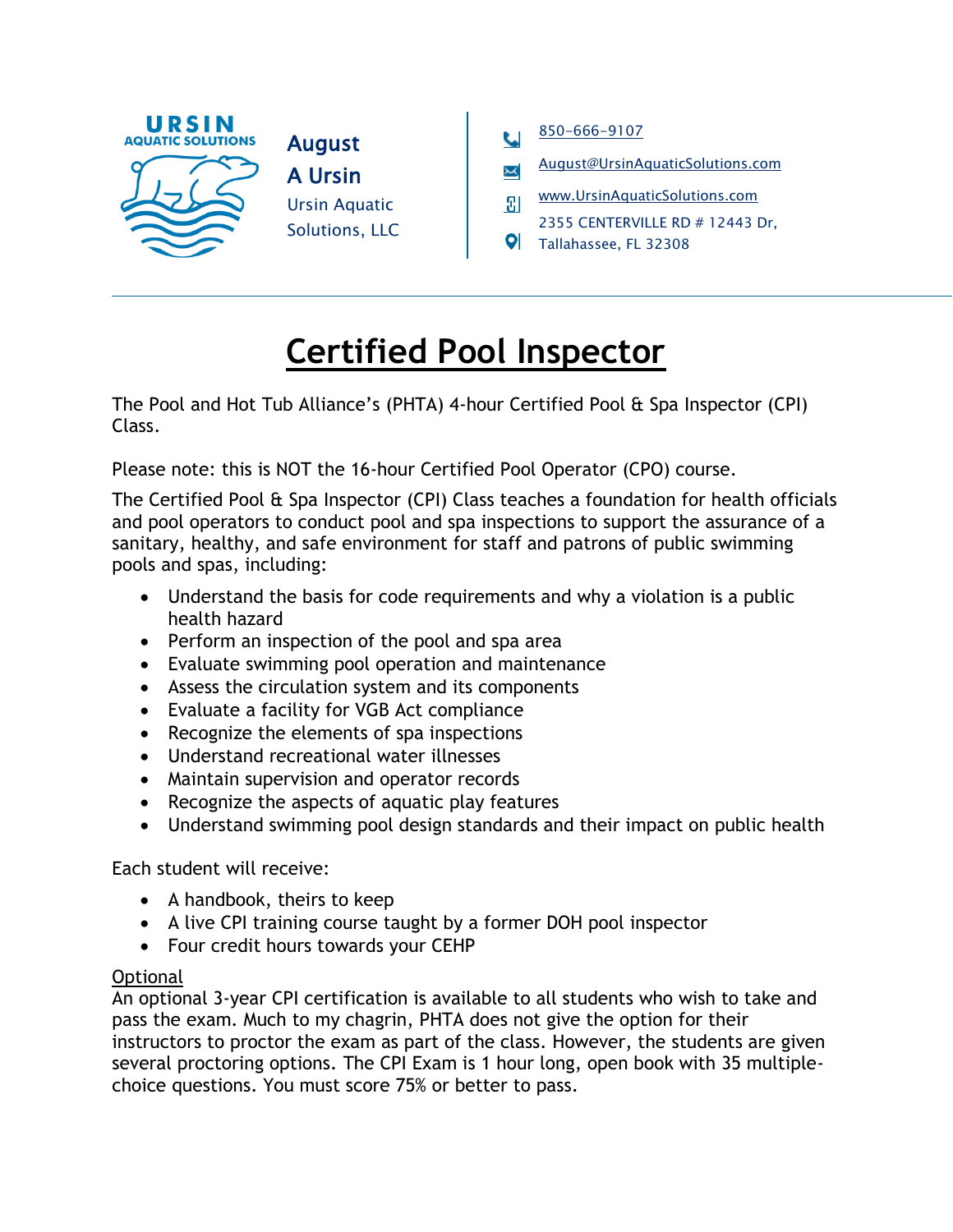URSIN AQUATIC SOLUTIONS

**August A Ursin**
Ursin Aquatic Solutions, LLC

850-666-9107
August@UrsinAquaticSolutions.com
www.UrsinAquaticSolutions.com
2355 CENTERVILLE RD # 12443 Dr, Tallahassee, FL 32308

# Certified Pool Inspector

The Pool and Hot Tub Alliance's (PHTA) 4-hour Certified Pool & Spa Inspector (CPI) Class.

Please note: this is NOT the 16-hour Certified Pool Operator (CPO) course.

The Certified Pool & Spa Inspector (CPI) Class teaches a foundation for health officials and pool operators to conduct pool and spa inspections to support the assurance of a sanitary, healthy, and safe environment for staff and patrons of public swimming pools and spas, including:

- Understand the basis for code requirements and why a violation is a public health hazard
- Perform an inspection of the pool and spa area
- Evaluate swimming pool operation and maintenance
- Assess the circulation system and its components
- Evaluate a facility for VGB Act compliance
- Recognize the elements of spa inspections
- Understand recreational water illnesses
- Maintain supervision and operator records
- Recognize the aspects of aquatic play features
- Understand swimming pool design standards and their impact on public health

Each student will receive:

- A handbook, theirs to keep
- A live CPI training course taught by a former DOH pool inspector
- Four credit hours towards your CEHP

Optional
An optional 3-year CPI certification is available to all students who wish to take and pass the exam. Much to my chagrin, PHTA does not give the option for their instructors to proctor the exam as part of the class. However, the students are given several proctoring options. The CPI Exam is 1 hour long, open book with 35 multiple-choice questions. You must score 75% or better to pass.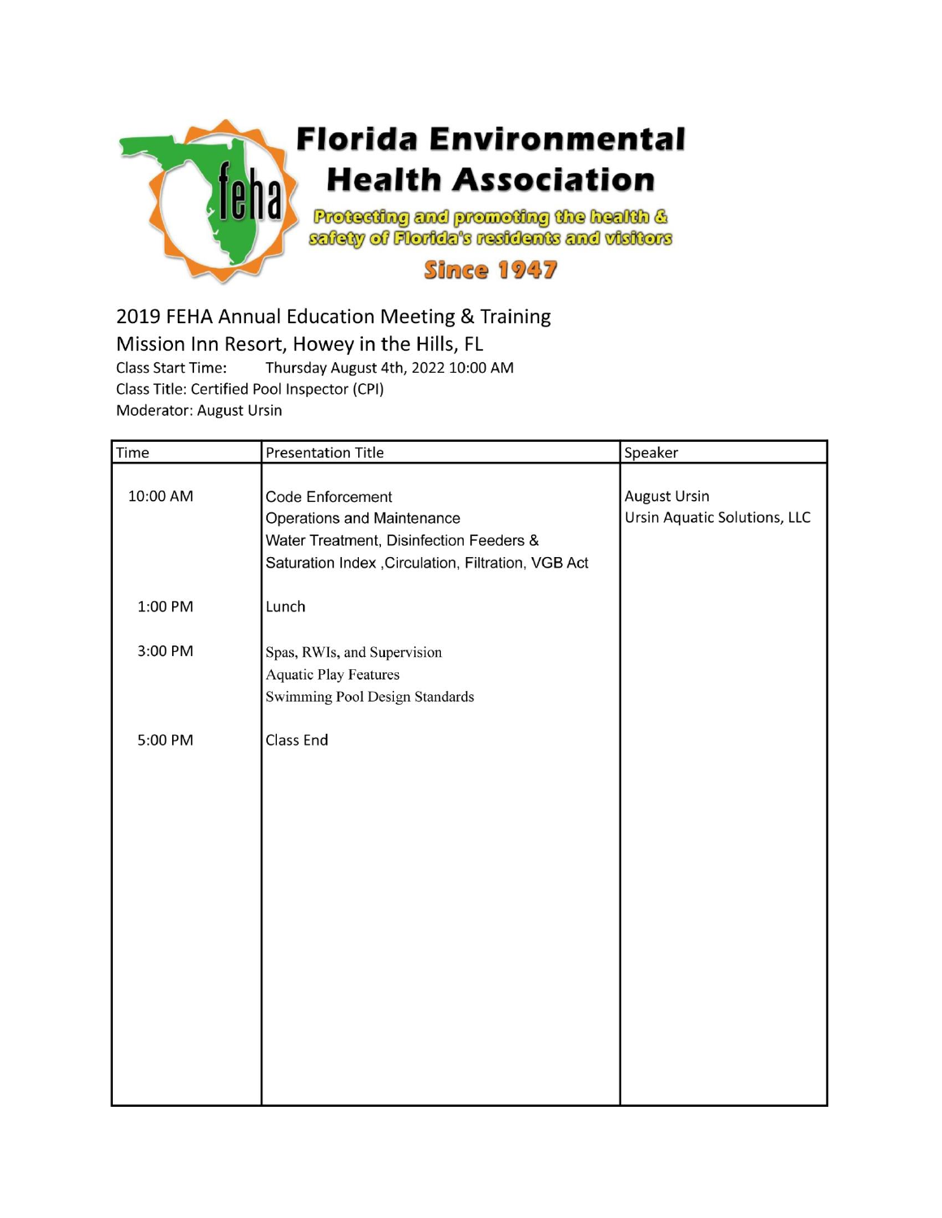# Florida Environmental Health Association

**Protecting and promoting the health & safety of Florida's residents and visitors**

**Since 1947**

2019 FEHA Annual Education Meeting & Training

Mission Inn Resort, Howey in the Hills, FL

Class Start Time: Thursday August 4th, 2022 10:00 AM

Class Title: Certified Pool Inspector (CPI)

Moderator: August Ursin

| Time | Presentation Title | Speaker |
|---|---|---|
| 10:00 AM | Code Enforcement<br>Operations and Maintenance<br>Water Treatment, Disinfection Feeders & Saturation Index ,Circulation, Filtration, VGB Act | August Ursin<br>Ursin Aquatic Solutions, LLC |
| 1:00 PM | Lunch | |
| 3:00 PM | Spas, RWIs, and Supervision<br>Aquatic Play Features<br>Swimming Pool Design Standards | |
| 5:00 PM | Class End | |